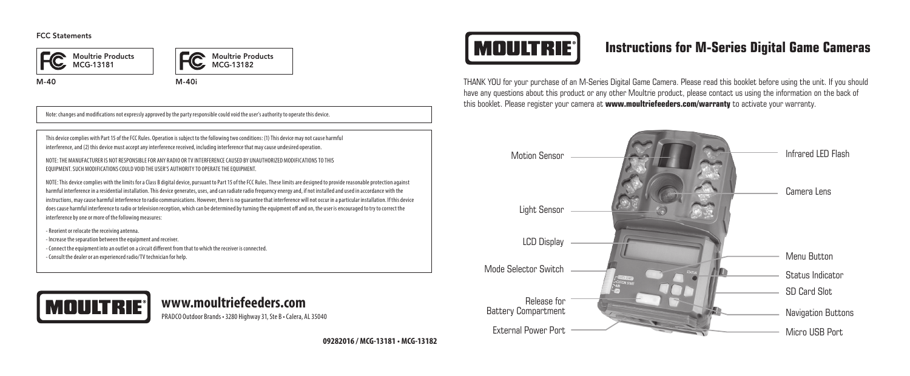## FCC Statements

Moultrie Products MCG-13181

M-40

Moultrie Products MCG-13182

M-40i

Note: changes and modifications not expressly approved by the party responsible could void the user's authority to operate this device.

This device complies with Part 15 of the FCC Rules. Operation is subject to the following two conditions: (1) This device may not cause harmful interference, and (2) this device must accept any interference received, including interference that may cause undesired operation.

NOTE: THE MANUFACTURER IS NOT RESPONSIBLE FOR ANY RADIO OR TV INTERFERENCE CAUSED BY UNAUTHORIZED MODIFICATIONS TO THIS EQUIPMENT. SUCH MODIFICATIONS COULD VOID THE USER'S AUTHORITY TO OPERATE THE EQUIPMENT.

NOTE: This device complies with the limits for a Class B digital device, pursuant to Part 15 of the FCC Rules. These limits are designed to provide reasonable protection against harmful interference in a residential installation. This device generates, uses, and can radiate radio frequency energy and, if not installed and used in accordance with the instructions, may cause harmful interference to radio communications. However, there is no guarantee that interference will not occur in a particular installation. If this device does cause harmful interference to radio or television reception, which can be determined by turning the equipment off and on, the user is encouraged to try to correct the interference by one or more of the following measures:

- Reorient or relocate the receiving antenna.
- Increase the separation between the equipment and receiver.
- Connect the equipment into an outlet on a circuit different from that to which the receiver is connected.
- Consult the dealer or an experienced radio/TV technician for help.

MOULTRIE®

## www.moultriefeeders.com

PRADCO Outdoor Brands • 3280 Highway 31, Ste B • Calera, AL 35040

**09282016 / MCG-13181 • MCG-13182**

MOULTRIE®

# Instructions for M-Series Digital Game Cameras

THANK YOU for your purchase of an M-Series Digital Game Camera. Please read this booklet before using the unit. If you should have any questions about this product or any other Moultrie product, please contact us using the information on the back of this booklet. Please register your camera at **www.moultriefeeders.com/warranty** to activate your warranty.

- Motion Sensor
- Light Sensor
- LCD Display
- Mode Selector Switch
- Release for Battery Compartment
- External Power Port
- Infrared LED Flash
- Camera Lens
- Menu Button
- Status Indicator
- SD Card Slot
- Navigation Buttons
- Micro USB Port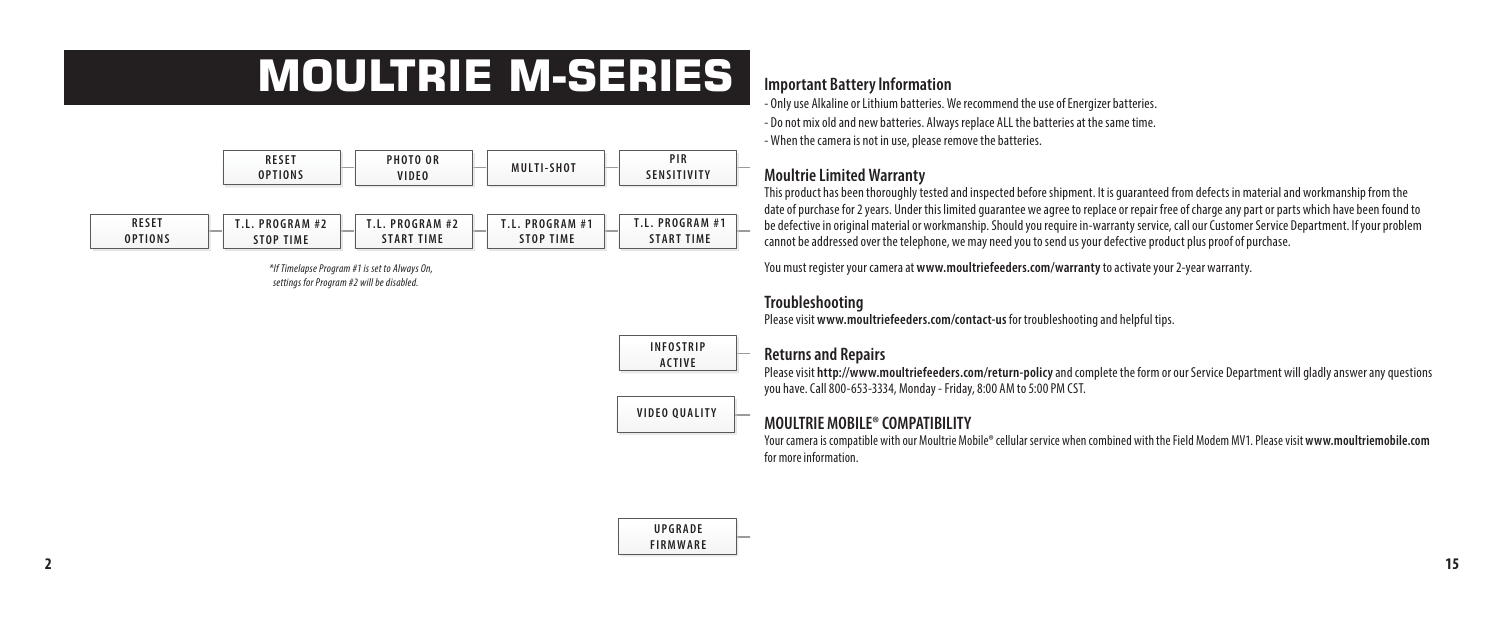# MOULTRIE M-SERIES

RESET OPTIONS — PHOTO OR VIDEO — MULTI-SHOT — PIR SENSITIVITY

RESET OPTIONS — T.L. PROGRAM #2 STOP TIME — T.L. PROGRAM #2 START TIME — T.L. PROGRAM #1 STOP TIME — T.L. PROGRAM #1 START TIME

*\*If Timelapse Program #1 is set to Always On, settings for Program #2 will be disabled.*

INFOSTRIP ACTIVE

VIDEO QUALITY

UPGRADE FIRMWARE

## Important Battery Information

- Only use Alkaline or Lithium batteries. We recommend the use of Energizer batteries.
- Do not mix old and new batteries. Always replace ALL the batteries at the same time.
- When the camera is not in use, please remove the batteries.

## Moultrie Limited Warranty

This product has been thoroughly tested and inspected before shipment. It is guaranteed from defects in material and workmanship from the date of purchase for 2 years. Under this limited guarantee we agree to replace or repair free of charge any part or parts which have been found to be defective in original material or workmanship. Should you require in-warranty service, call our Customer Service Department. If your problem cannot be addressed over the telephone, we may need you to send us your defective product plus proof of purchase.

You must register your camera at **www.moultriefeeders.com/warranty** to activate your 2-year warranty.

## Troubleshooting

Please visit **www.moultriefeeders.com/contact-us** for troubleshooting and helpful tips.

## Returns and Repairs

Please visit **http://www.moultriefeeders.com/return-policy** and complete the form or our Service Department will gladly answer any questions you have. Call 800-653-3334, Monday - Friday, 8:00 AM to 5:00 PM CST.

## MOULTRIE MOBILE® COMPATIBILITY

Your camera is compatible with our Moultrie Mobile® cellular service when combined with the Field Modem MV1. Please visit **www.moultriemobile.com** for more information.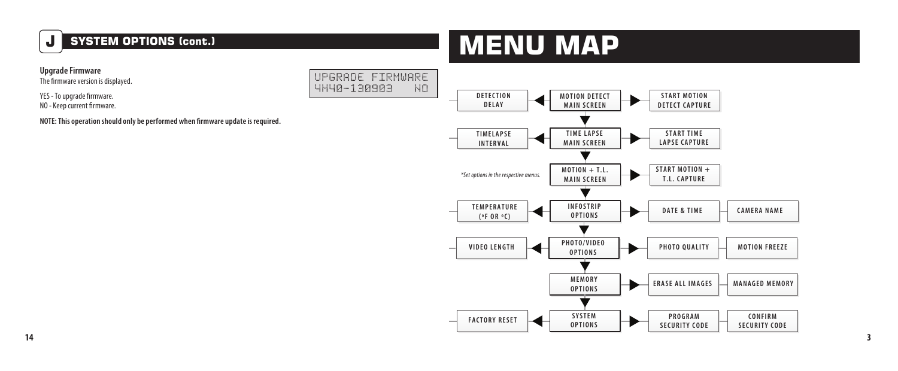## J SYSTEM OPTIONS (cont.)

**Upgrade Firmware**

The firmware version is displayed.

```
UPGRADE FIRMWARE
4M40-130903   NO
```

YES - To upgrade firmware.

NO - Keep current firmware.

**NOTE: This operation should only be performed when firmware update is required.**

# MENU MAP

| Left option | Main menu | Right option | Further option |
| --- | --- | --- | --- |
| DETECTION DELAY | MOTION DETECT MAIN SCREEN | START MOTION DETECT CAPTURE | |
| TIMELAPSE INTERVAL | TIME LAPSE MAIN SCREEN | START TIME LAPSE CAPTURE | |
| *Set options in the respective menus. | MOTION + T.L. MAIN SCREEN | START MOTION + T.L. CAPTURE | |
| TEMPERATURE (ºF OR ºC) | INFOSTRIP OPTIONS | DATE & TIME | CAMERA NAME |
| VIDEO LENGTH | PHOTO/VIDEO OPTIONS | PHOTO QUALITY | MOTION FREEZE |
| | MEMORY OPTIONS | ERASE ALL IMAGES | MANAGED MEMORY |
| FACTORY RESET | SYSTEM OPTIONS | PROGRAM SECURITY CODE | CONFIRM SECURITY CODE |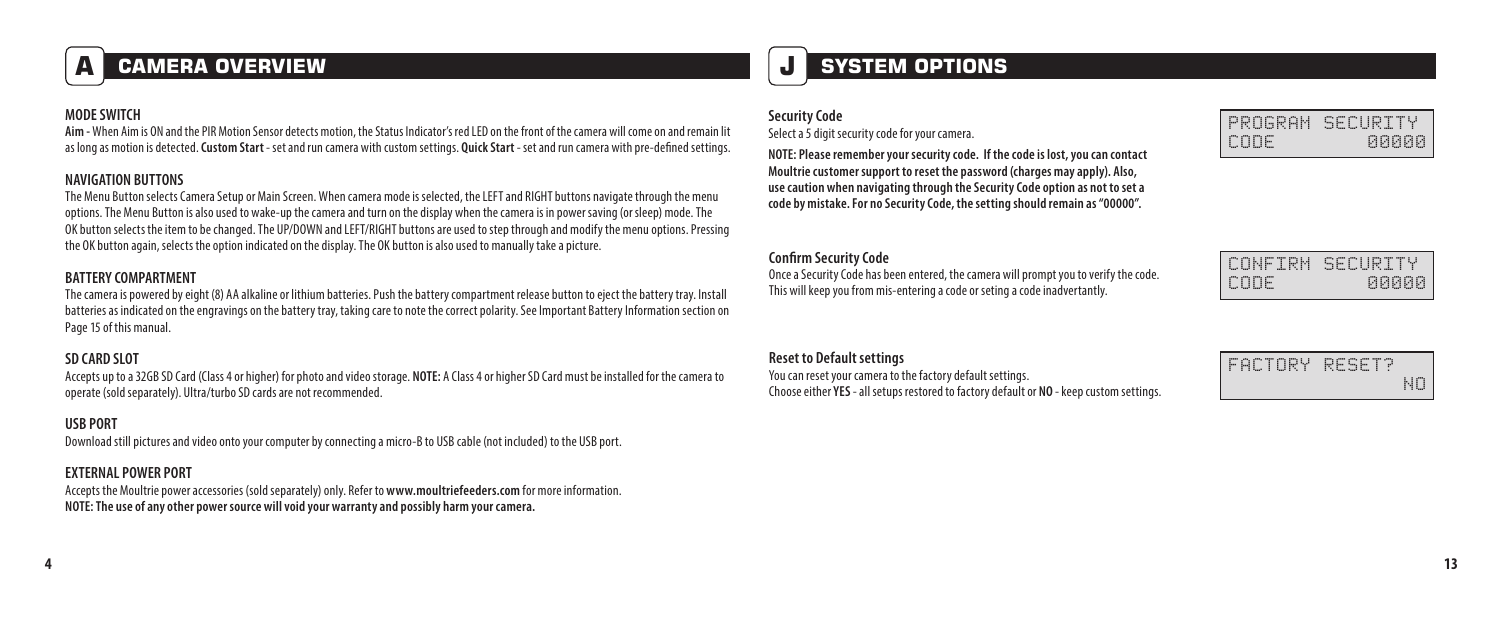# A CAMERA OVERVIEW

### MODE SWITCH

**Aim** - When Aim is ON and the PIR Motion Sensor detects motion, the Status Indicator's red LED on the front of the camera will come on and remain lit as long as motion is detected. **Custom Start** - set and run camera with custom settings. **Quick Start** - set and run camera with pre-defined settings.

### NAVIGATION BUTTONS

The Menu Button selects Camera Setup or Main Screen. When camera mode is selected, the LEFT and RIGHT buttons navigate through the menu options. The Menu Button is also used to wake-up the camera and turn on the display when the camera is in power saving (or sleep) mode. The OK button selects the item to be changed. The UP/DOWN and LEFT/RIGHT buttons are used to step through and modify the menu options. Pressing the OK button again, selects the option indicated on the display. The OK button is also used to manually take a picture.

### BATTERY COMPARTMENT

The camera is powered by eight (8) AA alkaline or lithium batteries. Push the battery compartment release button to eject the battery tray. Install batteries as indicated on the engravings on the battery tray, taking care to note the correct polarity. See Important Battery Information section on Page 15 of this manual.

### SD CARD SLOT

Accepts up to a 32GB SD Card (Class 4 or higher) for photo and video storage. **NOTE:** A Class 4 or higher SD Card must be installed for the camera to operate (sold separately). Ultra/turbo SD cards are not recommended.

### USB PORT

Download still pictures and video onto your computer by connecting a micro-B to USB cable (not included) to the USB port.

### EXTERNAL POWER PORT

Accepts the Moultrie power accessories (sold separately) only. Refer to **www.moultriefeeders.com** for more information.
**NOTE: The use of any other power source will void your warranty and possibly harm your camera.**

# J SYSTEM OPTIONS

### Security Code

Select a 5 digit security code for your camera.

**NOTE: Please remember your security code. If the code is lost, you can contact Moultrie customer support to reset the password (charges may apply). Also, use caution when navigating through the Security Code option as not to set a code by mistake. For no Security Code, the setting should remain as "00000".**

```
PROGRAM SECURITY
CODE        00000
```

### Confirm Security Code

Once a Security Code has been entered, the camera will prompt you to verify the code. This will keep you from mis-entering a code or seting a code inadvertantly.

```
CONFIRM SECURITY
CODE        00000
```

### Reset to Default settings

You can reset your camera to the factory default settings.
Choose either **YES** - all setups restored to factory default or **NO** - keep custom settings.

```
FACTORY RESET?
               NO
```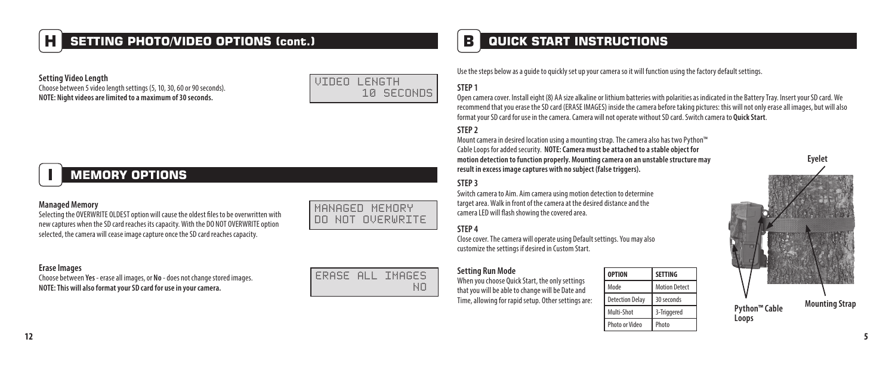## H SETTING PHOTO/VIDEO OPTIONS (cont.)

**Setting Video Length**

Choose between 5 video length settings (5, 10, 30, 60 or 90 seconds).
**NOTE: Night videos are limited to a maximum of 30 seconds.**

```
VIDEO LENGTH
     10 SECONDS
```

## I MEMORY OPTIONS

**Managed Memory**

Selecting the OVERWRITE OLDEST option will cause the oldest files to be overwritten with new captures when the SD card reaches its capacity. With the DO NOT OVERWRITE option selected, the camera will cease image capture once the SD card reaches capacity.

```
MANAGED MEMORY
DO NOT OVERWRITE
```

**Erase Images**

Choose between **Yes** - erase all images, or **No** - does not change stored images.
**NOTE: This will also format your SD card for use in your camera.**

```
ERASE ALL IMAGES
              NO
```

## B QUICK START INSTRUCTIONS

Use the steps below as a guide to quickly set up your camera so it will function using the factory default settings.

**STEP 1**

Open camera cover. Install eight (8) AA size alkaline or lithium batteries with polarities as indicated in the Battery Tray. Insert your SD card. We recommend that you erase the SD card (ERASE IMAGES) inside the camera before taking pictures: this will not only erase all images, but will also format your SD card for use in the camera. Camera will not operate without SD card. Switch camera to **Quick Start**.

**STEP 2**

Mount camera in desired location using a mounting strap. The camera also has two Python™ Cable Loops for added security. **NOTE: Camera must be attached to a stable object for motion detection to function properly. Mounting camera on an unstable structure may result in excess image captures with no subject (false triggers).**

**STEP 3**

Switch camera to Aim. Aim camera using motion detection to determine target area. Walk in front of the camera at the desired distance and the camera LED will flash showing the covered area.

**STEP 4**

Close cover. The camera will operate using Default settings. You may also customize the settings if desired in Custom Start.

**Setting Run Mode**

When you choose Quick Start, the only settings that you will be able to change will be Date and Time, allowing for rapid setup. Other settings are:

| OPTION | SETTING |
| --- | --- |
| Mode | Motion Detect |
| Detection Delay | 30 seconds |
| Multi-Shot | 3-Triggered |
| Photo or Video | Photo |

Eyelet

Python™ Cable Loops

Mounting Strap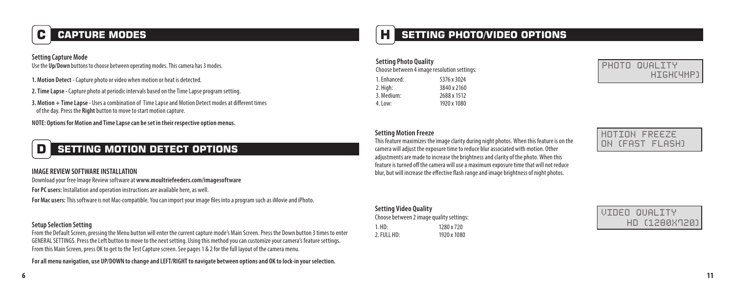## C CAPTURE MODES

**Setting Capture Mode**

Use the **Up/Down** buttons to choose between operating modes. This camera has 3 modes.

**1. Motion Detect** - Capture photo or video when motion or heat is detected.

**2. Time Lapse -** Capture photo at periodic intervals based on the Time Lapse program setting.

**3. Motion + Time Lapse -** Uses a combination of Time Lapse and Motion Detect modes at different times of the day. Press the **Right** button to move to start motion capture.

**NOTE: Options for Motion and Time Lapse can be set in their respective option menus.**

## D SETTING MOTION DETECT OPTIONS

**IMAGE REVIEW SOFTWARE INSTALLATION**

Download your free Image Review software at **www.moultriefeeders.com/imagesoftware**

**For PC users:** Installation and operation instructions are available here, as well.

**For Mac users:** This software is not Mac-compatible. You can import your image files into a program such as iMovie and iPhoto.

**Setup Selection Setting**

From the Default Screen, pressing the Menu button will enter the current capture mode's Main Screen. Press the Down button 3 times to enter GENERAL SETTINGS. Press the Left button to move to the next setting. Using this method you can customize your camera's feature settings. From this Main Screen, press OK to get to the Test Capture screen. See pages 1 & 2 for the full layout of the camera menu.

**For all menu navigation, use UP/DOWN to change and LEFT/RIGHT to navigate between options and OK to lock-in your selection.**

## H SETTING PHOTO/VIDEO OPTIONS

**Setting Photo Quality**

Choose between 4 image resolution settings:

| | |
|---|---|
| 1. Enhanced: | 5376 x 3024 |
| 2. High: | 3840 x 2160 |
| 3. Medium: | 2688 x 1512 |
| 4. Low: | 1920 x 1080 |

```
PHOTO QUALITY
     HIGH(4MP)
```

**Setting Motion Freeze**

This feature maximizes the image clarity during night photos. When this feature is on the camera will adjust the exposure time to reduce blur associated with motion. Other adjustments are made to increase the brightness and clarity of the photo. When this feature is turned off the camera will use a maximum exposure time that will not reduce blur, but will increase the effective flash range and image brightness of night photos.

```
MOTION FREEZE
ON (FAST FLASH)
```

**Setting Video Quality**

Choose between 2 image quality settings:

| | |
|---|---|
| 1. HD: | 1280 x 720 |
| 2. FULL HD: | 1920 x 1080 |

```
VIDEO QUALITY
   HD (1280X720)
```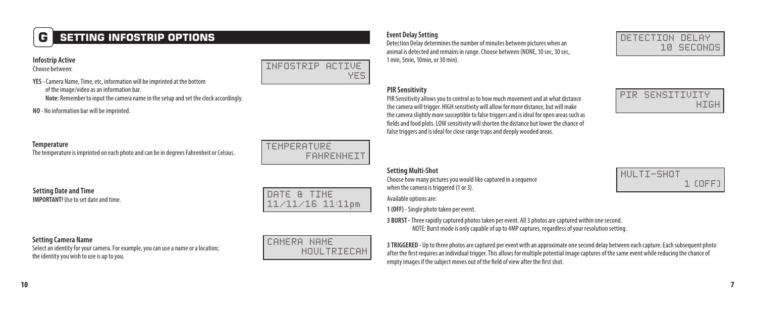## G SETTING INFOSTRIP OPTIONS

**Infostrip Active**

Choose between:

```
INFOSTRIP ACTIVE
             YES
```

**YES** - Camera Name, Time, etc, information will be imprinted at the bottom of the image/video as an information bar.
**Note:** Remember to input the camera name in the setup and set the clock accordingly.

**NO** - No information bar will be imprinted.

**Temperature**

The temperature is imprinted on each photo and can be in degrees Fahrenheit or Celsius.

```
TEMPERATURE
      FAHRENHEIT
```

**Setting Date and Time**

**IMPORTANT!** Use to set date and time.

```
DATE & TIME
11/11/16 11:11pm
```

**Setting Camera Name**

Select an identity for your camera. For example, you can use a name or a location; the identity you wish to use is up to you.

```
CAMERA NAME
     MOULTRIECAM
```

**Event Delay Setting**

Detection Delay determines the number of minutes between pictures when an animal is detected and remains in range. Choose between (NONE, 10 sec, 30 sec, 1 min, 5min, 10min, or 30 min).

```
DETECTION DELAY
      10 SECONDS
```

**PIR Sensitivity**

PIR Sensitivity allows you to control as to how much movement and at what distance the camera will trigger. HIGH sensitivity will allow for more distance, but will make the camera slightly more susceptible to false triggers and is ideal for open areas such as fields and food plots. LOW sensitivity will shorten the distance but lower the chance of false triggers and is ideal for close range traps and deeply wooded areas.

```
PIR SENSITIVITY
            HIGH
```

**Setting Multi-Shot**

Choose how many pictures you would like captured in a sequence when the camera is triggered (1 or 3).

```
MULTI-SHOT
         1 (OFF)
```

Available options are:

**1 (OFF)** - Single photo taken per event.

**3 BURST** - Three rapidly captured photos taken per event. All 3 photos are captured within one second.
NOTE: Burst mode is only capable of up to 4MP captures, regardless of your resolution setting.

**3 TRIGGERED** - Up to three photos are captured per event with an approximate one second delay between each capture. Each subsequent photo after the first requires an individual trigger. This allows for multiple potential image captures of the same event while reducing the chance of empty images if the subject moves out of the field of view after the first shot.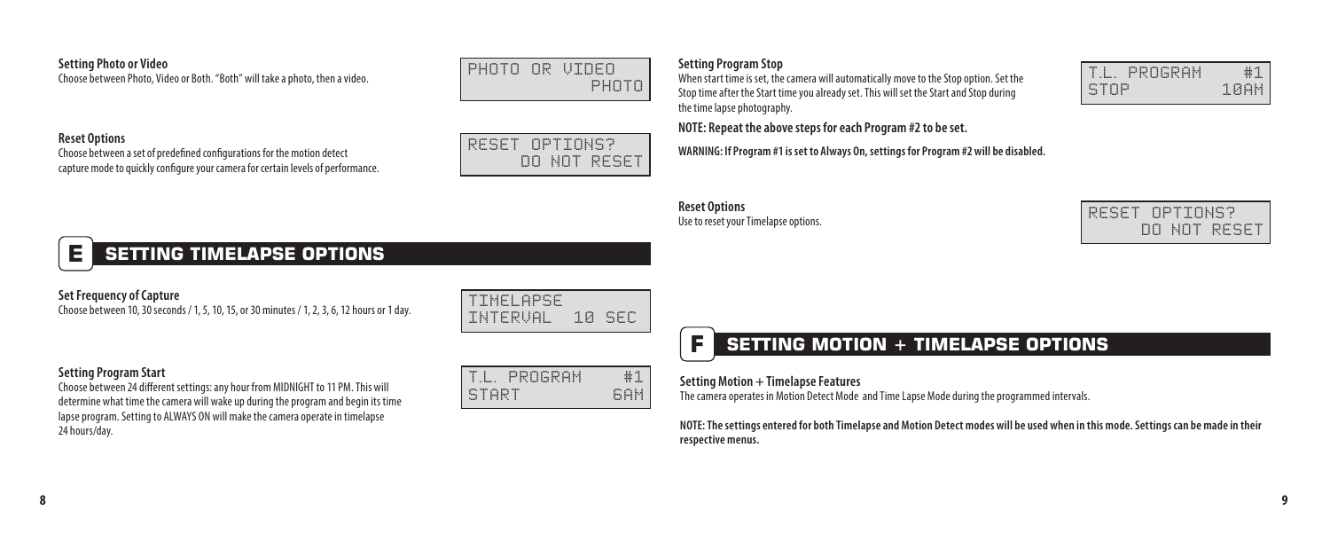**Setting Photo or Video**

Choose between Photo, Video or Both. "Both" will take a photo, then a video.

```
PHOTO OR VIDEO
         PHOTO
```

**Reset Options**

Choose between a set of predefined configurations for the motion detect capture mode to quickly configure your camera for certain levels of performance.

```
RESET OPTIONS?
  DO NOT RESET
```

## E SETTING TIMELAPSE OPTIONS

**Set Frequency of Capture**

Choose between 10, 30 seconds / 1, 5, 10, 15, or 30 minutes / 1, 2, 3, 6, 12 hours or 1 day.

```
TIMELAPSE
INTERVAL  10 SEC
```

**Setting Program Start**

Choose between 24 different settings: any hour from MIDNIGHT to 11 PM. This will determine what time the camera will wake up during the program and begin its time lapse program. Setting to ALWAYS ON will make the camera operate in timelapse 24 hours/day.

```
T.L. PROGRAM  #1
START        6AM
```

**Setting Program Stop**

When start time is set, the camera will automatically move to the Stop option. Set the Stop time after the Start time you already set. This will set the Start and Stop during the time lapse photography.

```
T.L. PROGRAM  #1
STOP        10AM
```

**NOTE: Repeat the above steps for each Program #2 to be set.**

**WARNING: If Program #1 is set to Always On, settings for Program #2 will be disabled.**

**Reset Options**

Use to reset your Timelapse options.

```
RESET OPTIONS?
  DO NOT RESET
```

## F SETTING MOTION + TIMELAPSE OPTIONS

**Setting Motion + Timelapse Features**

The camera operates in Motion Detect Mode and Time Lapse Mode during the programmed intervals.

**NOTE: The settings entered for both Timelapse and Motion Detect modes will be used when in this mode. Settings can be made in their respective menus.**